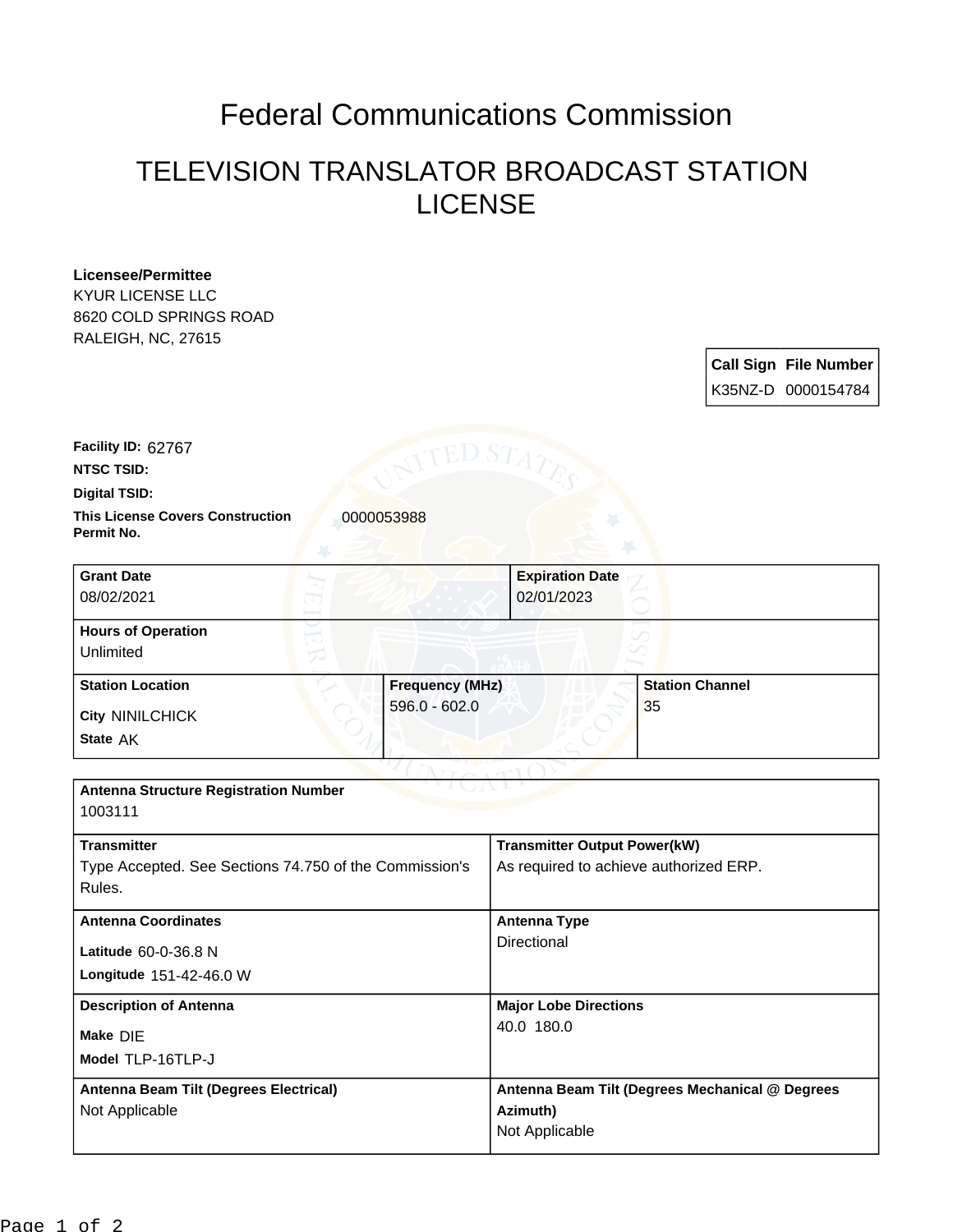# Federal Communications Commission

## TELEVISION TRANSLATOR BROADCAST STATION LICENSE

**Licensee/Permittee**
KYUR LICENSE LLC
8620 COLD SPRINGS ROAD
RALEIGH, NC, 27615

| Call Sign | File Number |
|---|---|
| K35NZ-D | 0000154784 |

**Facility ID:** 62767

**NTSC TSID:**

**Digital TSID:**

**This License Covers Construction Permit No.** 0000053988

| Grant Date | Expiration Date |
|---|---|
| 08/02/2021 | 02/01/2023 |

**Hours of Operation**
Unlimited

| Station Location | Frequency (MHz) | Station Channel |
|---|---|---|
| City NINILCHICK<br>State AK | 596.0 - 602.0 | 35 |

**Antenna Structure Registration Number**
1003111

| Transmitter | Transmitter Output Power(kW) |
|---|---|
| Type Accepted. See Sections 74.750 of the Commission's Rules. | As required to achieve authorized ERP. |

| Antenna Coordinates | Antenna Type |
|---|---|
| Latitude 60-0-36.8 N<br>Longitude 151-42-46.0 W | Directional |

| Description of Antenna | Major Lobe Directions |
|---|---|
| Make DIE<br>Model TLP-16TLP-J | 40.0 180.0 |

| Antenna Beam Tilt (Degrees Electrical) | Antenna Beam Tilt (Degrees Mechanical @ Degrees Azimuth) |
|---|---|
| Not Applicable | Not Applicable |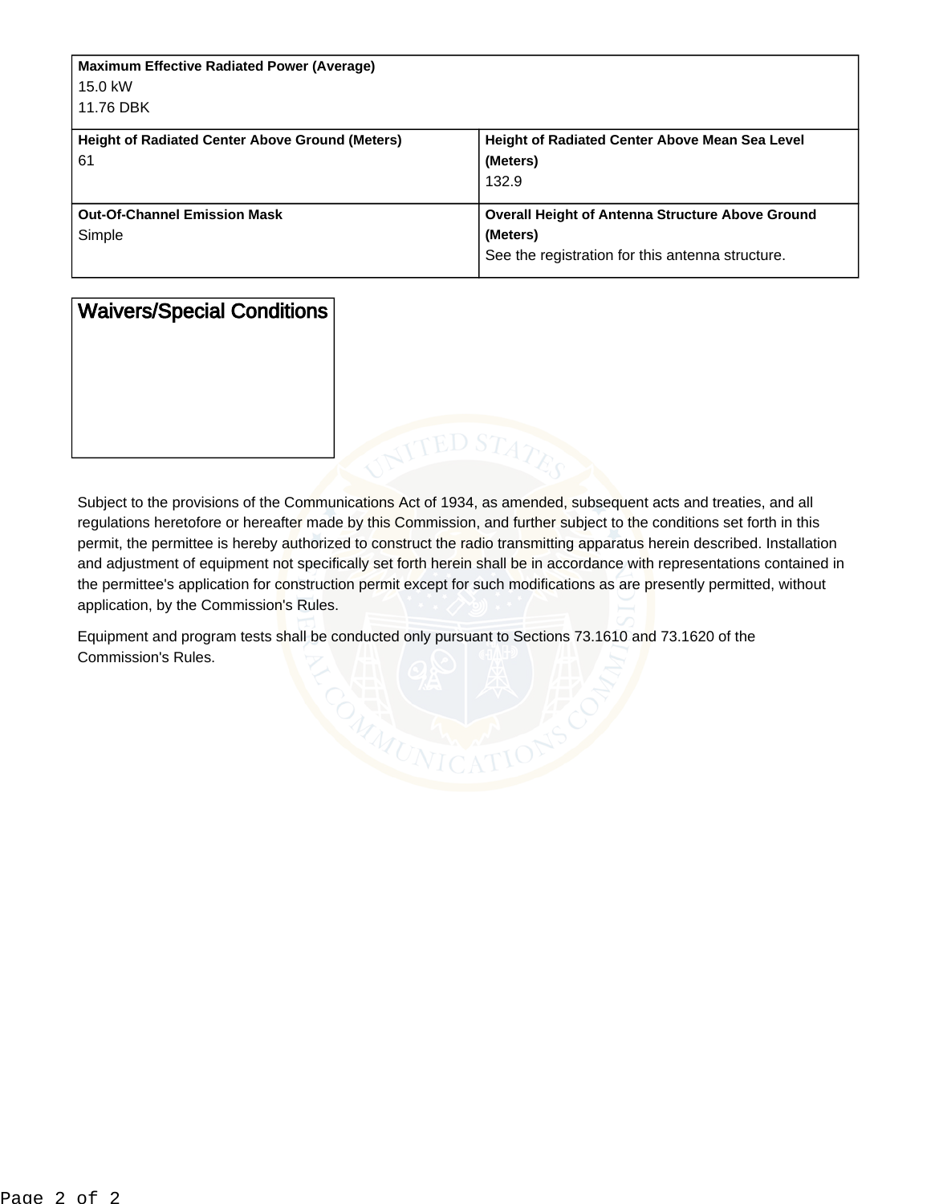| | |
|---|---|
| **Maximum Effective Radiated Power (Average)**<br>15.0 kW<br>11.76 DBK | |
| **Height of Radiated Center Above Ground (Meters)**<br>61 | **Height of Radiated Center Above Mean Sea Level (Meters)**<br>132.9 |
| **Out-Of-Channel Emission Mask**<br>Simple | **Overall Height of Antenna Structure Above Ground (Meters)**<br>See the registration for this antenna structure. |

## Waivers/Special Conditions

Subject to the provisions of the Communications Act of 1934, as amended, subsequent acts and treaties, and all regulations heretofore or hereafter made by this Commission, and further subject to the conditions set forth in this permit, the permittee is hereby authorized to construct the radio transmitting apparatus herein described. Installation and adjustment of equipment not specifically set forth herein shall be in accordance with representations contained in the permittee's application for construction permit except for such modifications as are presently permitted, without application, by the Commission's Rules.

Equipment and program tests shall be conducted only pursuant to Sections 73.1610 and 73.1620 of the Commission's Rules.